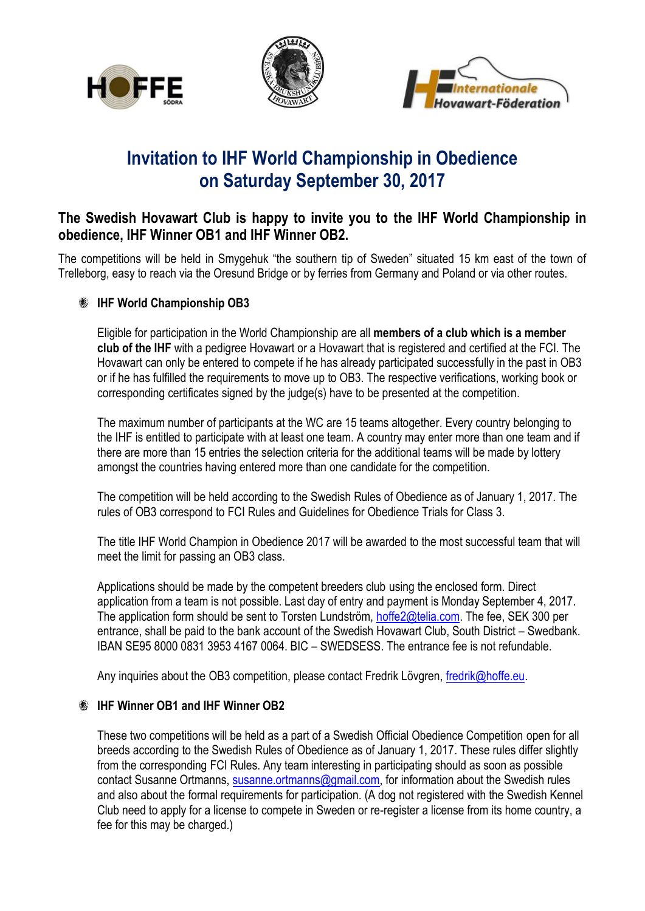# Invitation to IHF World Championship in Obedience on Saturday September 30, 2017

## The Swedish Hovawart Club is happy to invite you to the IHF World Championship in obedience, IHF Winner OB1 and IHF Winner OB2.

The competitions will be held in Smygehuk "the southern tip of Sweden" situated 15 km east of the town of Trelleborg, easy to reach via the Oresund Bridge or by ferries from Germany and Poland or via other routes.

### IHF World Championship OB3

Eligible for participation in the World Championship are all **members of a club which is a member club of the IHF** with a pedigree Hovawart or a Hovawart that is registered and certified at the FCI. The Hovawart can only be entered to compete if he has already participated successfully in the past in OB3 or if he has fulfilled the requirements to move up to OB3. The respective verifications, working book or corresponding certificates signed by the judge(s) have to be presented at the competition.

The maximum number of participants at the WC are 15 teams altogether. Every country belonging to the IHF is entitled to participate with at least one team. A country may enter more than one team and if there are more than 15 entries the selection criteria for the additional teams will be made by lottery amongst the countries having entered more than one candidate for the competition.

The competition will be held according to the Swedish Rules of Obedience as of January 1, 2017. The rules of OB3 correspond to FCI Rules and Guidelines for Obedience Trials for Class 3.

The title IHF World Champion in Obedience 2017 will be awarded to the most successful team that will meet the limit for passing an OB3 class.

Applications should be made by the competent breeders club using the enclosed form. Direct application from a team is not possible. Last day of entry and payment is Monday September 4, 2017. The application form should be sent to Torsten Lundström, hoffe2@telia.com. The fee, SEK 300 per entrance, shall be paid to the bank account of the Swedish Hovawart Club, South District – Swedbank. IBAN SE95 8000 0831 3953 4167 0064. BIC – SWEDSESS. The entrance fee is not refundable.

Any inquiries about the OB3 competition, please contact Fredrik Lövgren, fredrik@hoffe.eu.

### IHF Winner OB1 and IHF Winner OB2

These two competitions will be held as a part of a Swedish Official Obedience Competition open for all breeds according to the Swedish Rules of Obedience as of January 1, 2017. These rules differ slightly from the corresponding FCI Rules. Any team interesting in participating should as soon as possible contact Susanne Ortmanns, susanne.ortmanns@gmail.com, for information about the Swedish rules and also about the formal requirements for participation. (A dog not registered with the Swedish Kennel Club need to apply for a license to compete in Sweden or re-register a license from its home country, a fee for this may be charged.)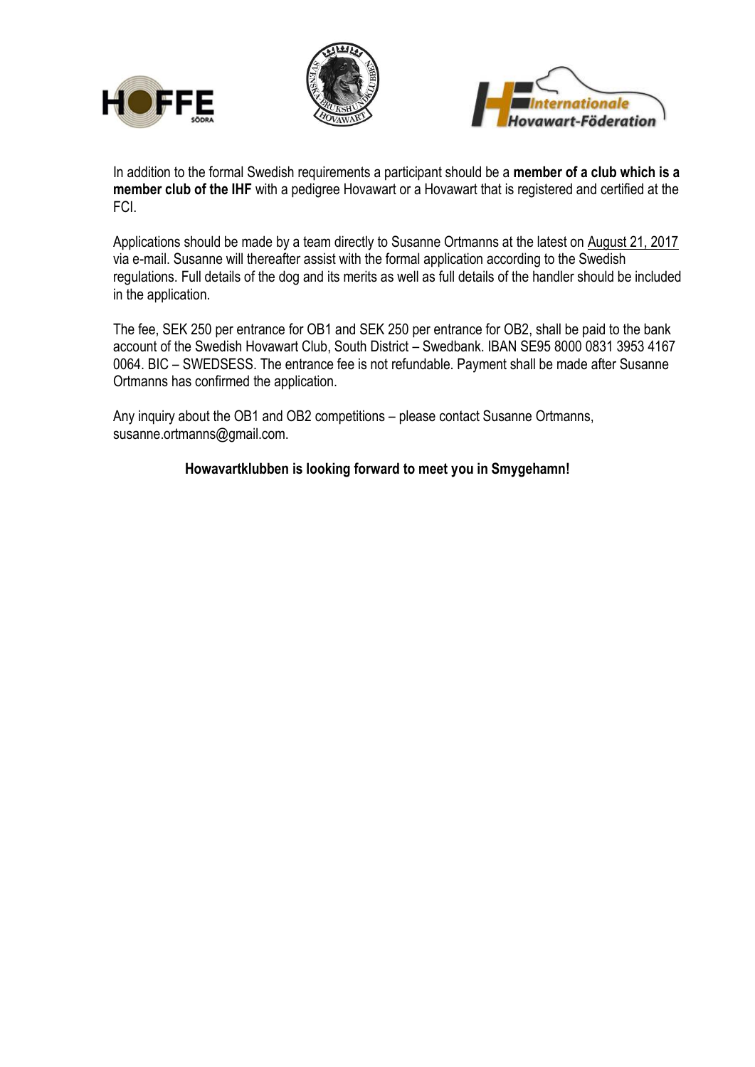In addition to the formal Swedish requirements a participant should be a **member of a club which is a member club of the IHF** with a pedigree Hovawart or a Hovawart that is registered and certified at the FCI.

Applications should be made by a team directly to Susanne Ortmanns at the latest on August 21, 2017 via e-mail. Susanne will thereafter assist with the formal application according to the Swedish regulations. Full details of the dog and its merits as well as full details of the handler should be included in the application.

The fee, SEK 250 per entrance for OB1 and SEK 250 per entrance for OB2, shall be paid to the bank account of the Swedish Hovawart Club, South District – Swedbank. IBAN SE95 8000 0831 3953 4167 0064. BIC – SWEDSESS. The entrance fee is not refundable. Payment shall be made after Susanne Ortmanns has confirmed the application.

Any inquiry about the OB1 and OB2 competitions – please contact Susanne Ortmanns, susanne.ortmanns@gmail.com.

**Howavartklubben is looking forward to meet you in Smygehamn!**